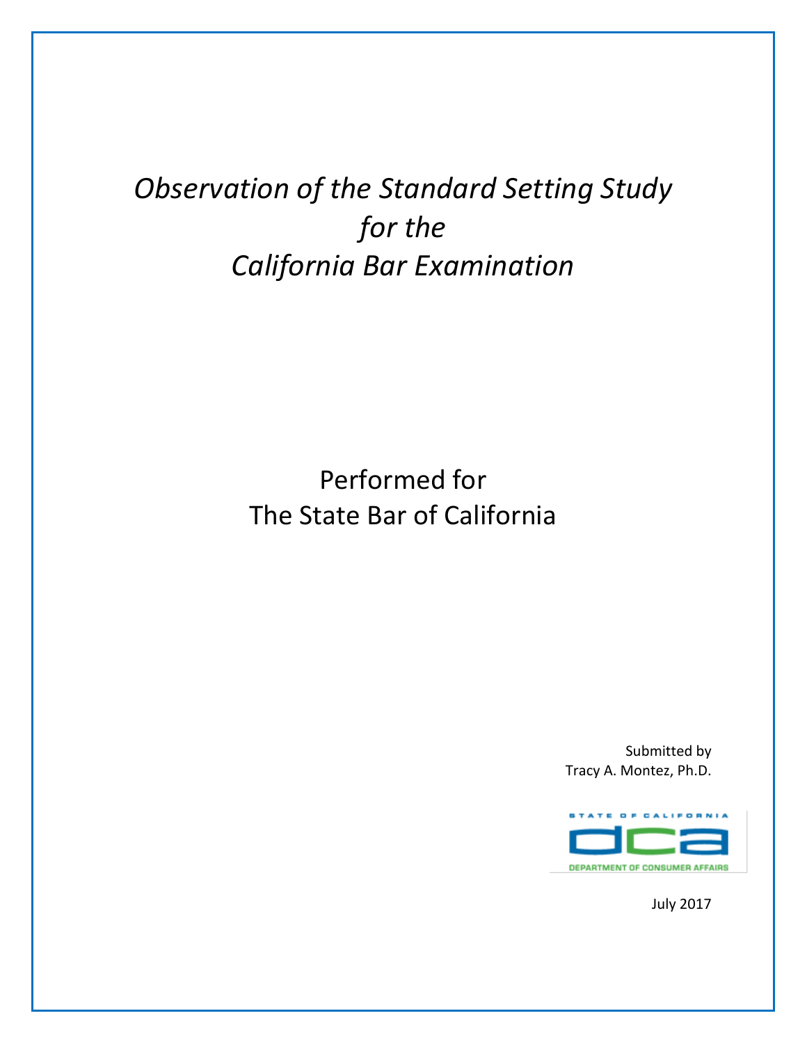# *Observation of the Standard Setting Study for the California Bar Examination*

Performed for
The State Bar of California

Submitted by
Tracy A. Montez, Ph.D.

STATE OF CALIFORNIA
dca
DEPARTMENT OF CONSUMER AFFAIRS

July 2017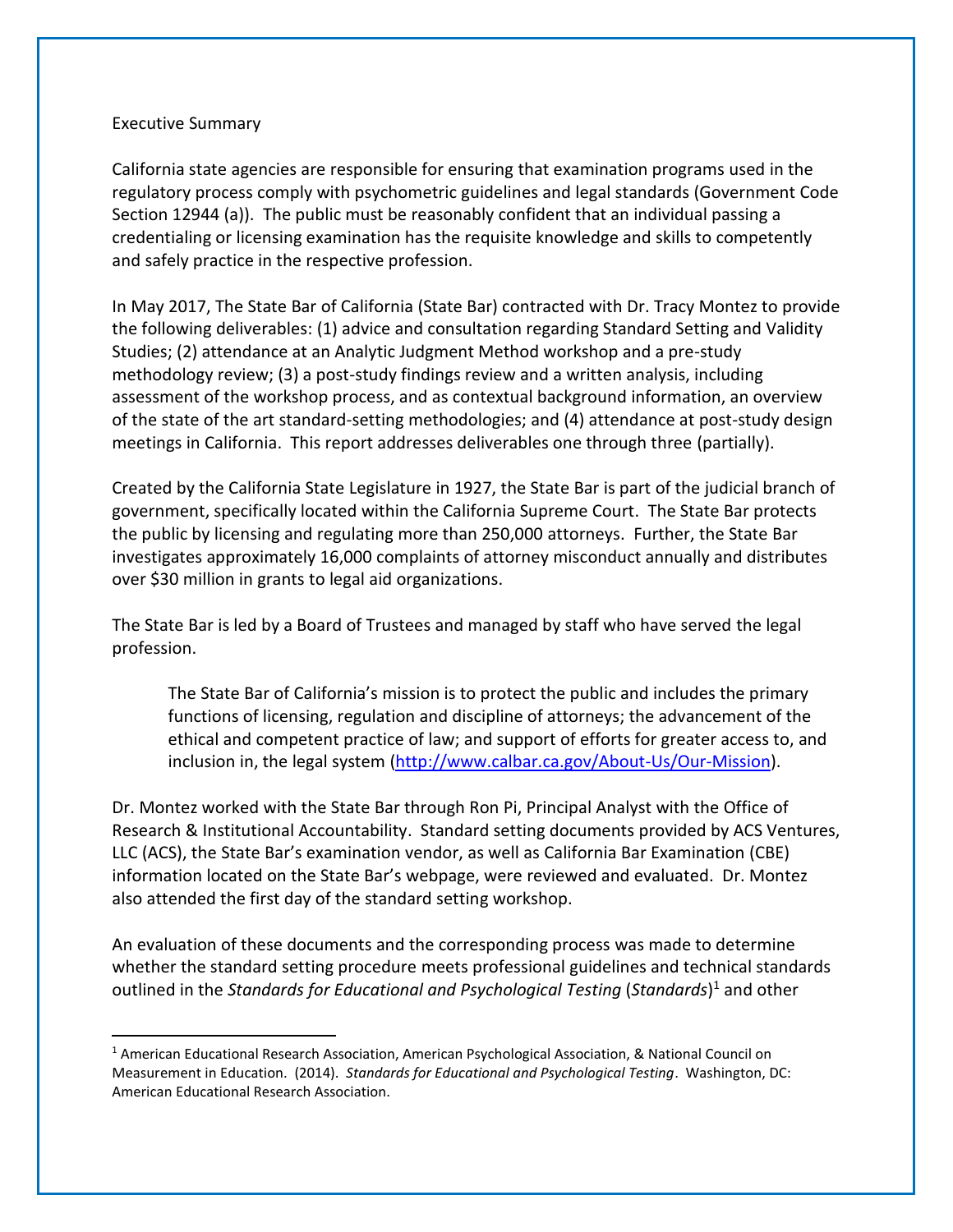Executive Summary

California state agencies are responsible for ensuring that examination programs used in the regulatory process comply with psychometric guidelines and legal standards (Government Code Section 12944 (a)). The public must be reasonably confident that an individual passing a credentialing or licensing examination has the requisite knowledge and skills to competently and safely practice in the respective profession.

In May 2017, The State Bar of California (State Bar) contracted with Dr. Tracy Montez to provide the following deliverables: (1) advice and consultation regarding Standard Setting and Validity Studies; (2) attendance at an Analytic Judgment Method workshop and a pre-study methodology review; (3) a post-study findings review and a written analysis, including assessment of the workshop process, and as contextual background information, an overview of the state of the art standard-setting methodologies; and (4) attendance at post-study design meetings in California. This report addresses deliverables one through three (partially).

Created by the California State Legislature in 1927, the State Bar is part of the judicial branch of government, specifically located within the California Supreme Court. The State Bar protects the public by licensing and regulating more than 250,000 attorneys. Further, the State Bar investigates approximately 16,000 complaints of attorney misconduct annually and distributes over $30 million in grants to legal aid organizations.

The State Bar is led by a Board of Trustees and managed by staff who have served the legal profession.

> The State Bar of California's mission is to protect the public and includes the primary functions of licensing, regulation and discipline of attorneys; the advancement of the ethical and competent practice of law; and support of efforts for greater access to, and inclusion in, the legal system (http://www.calbar.ca.gov/About-Us/Our-Mission).

Dr. Montez worked with the State Bar through Ron Pi, Principal Analyst with the Office of Research & Institutional Accountability. Standard setting documents provided by ACS Ventures, LLC (ACS), the State Bar's examination vendor, as well as California Bar Examination (CBE) information located on the State Bar's webpage, were reviewed and evaluated. Dr. Montez also attended the first day of the standard setting workshop.

An evaluation of these documents and the corresponding process was made to determine whether the standard setting procedure meets professional guidelines and technical standards outlined in the *Standards for Educational and Psychological Testing* (*Standards*)[1] and other

---

[1] American Educational Research Association, American Psychological Association, & National Council on Measurement in Education. (2014). *Standards for Educational and Psychological Testing*. Washington, DC: American Educational Research Association.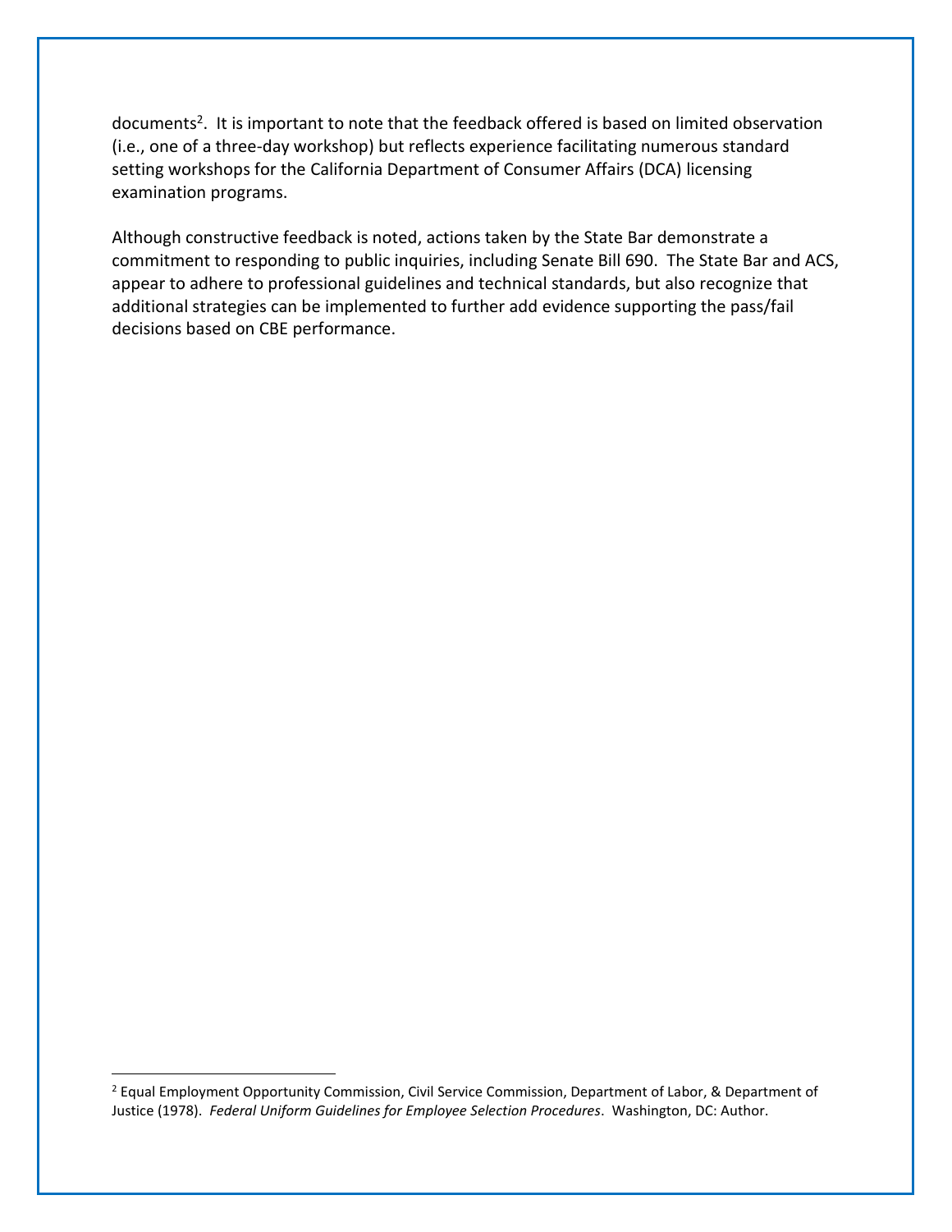documents[2]. It is important to note that the feedback offered is based on limited observation (i.e., one of a three-day workshop) but reflects experience facilitating numerous standard setting workshops for the California Department of Consumer Affairs (DCA) licensing examination programs.

Although constructive feedback is noted, actions taken by the State Bar demonstrate a commitment to responding to public inquiries, including Senate Bill 690. The State Bar and ACS, appear to adhere to professional guidelines and technical standards, but also recognize that additional strategies can be implemented to further add evidence supporting the pass/fail decisions based on CBE performance.

---

[2] Equal Employment Opportunity Commission, Civil Service Commission, Department of Labor, & Department of Justice (1978). *Federal Uniform Guidelines for Employee Selection Procedures*. Washington, DC: Author.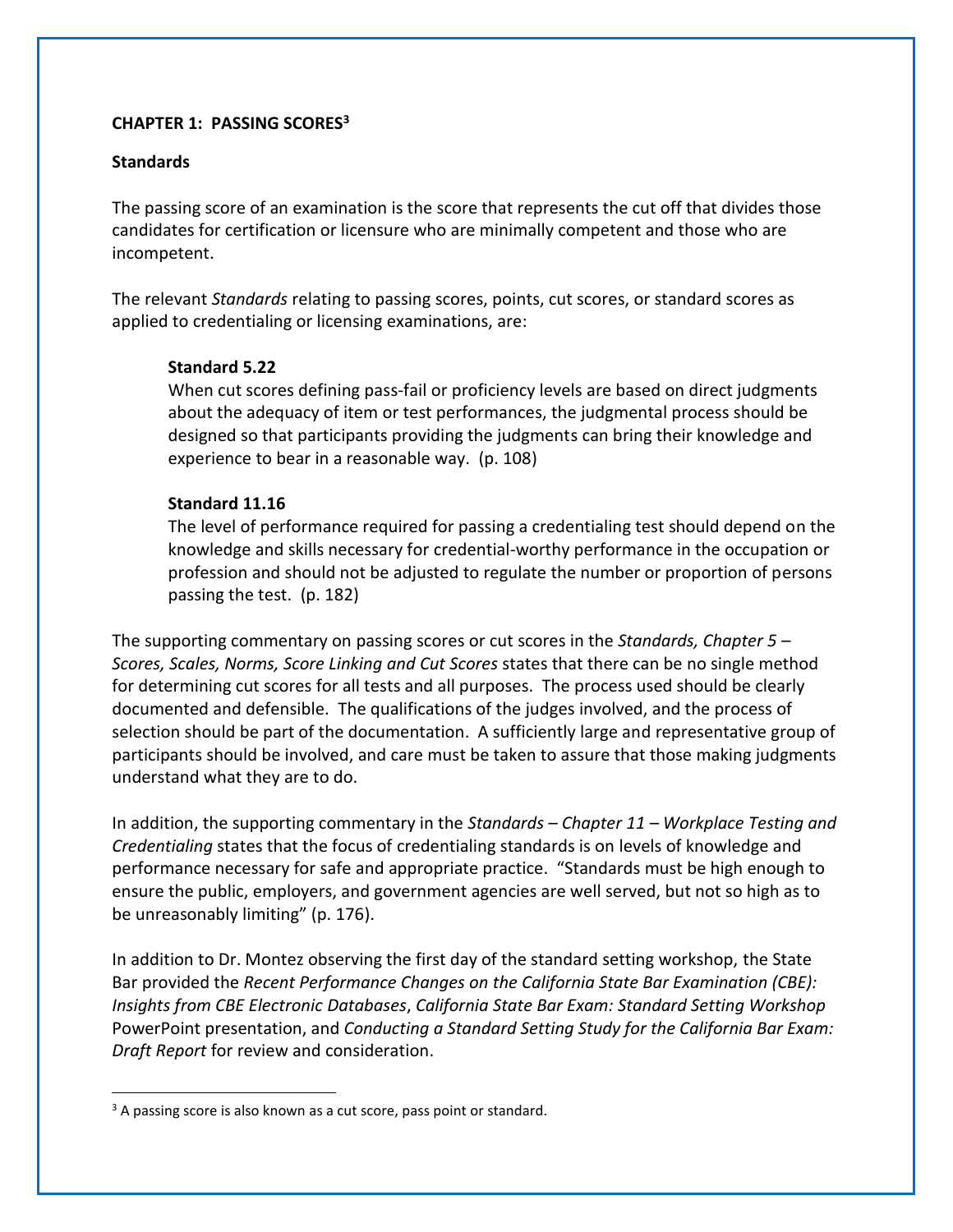## CHAPTER 1: PASSING SCORES[3]

### Standards

The passing score of an examination is the score that represents the cut off that divides those candidates for certification or licensure who are minimally competent and those who are incompetent.

The relevant *Standards* relating to passing scores, points, cut scores, or standard scores as applied to credentialing or licensing examinations, are:

> **Standard 5.22**
> When cut scores defining pass-fail or proficiency levels are based on direct judgments about the adequacy of item or test performances, the judgmental process should be designed so that participants providing the judgments can bring their knowledge and experience to bear in a reasonable way. (p. 108)
>
> **Standard 11.16**
> The level of performance required for passing a credentialing test should depend on the knowledge and skills necessary for credential-worthy performance in the occupation or profession and should not be adjusted to regulate the number or proportion of persons passing the test. (p. 182)

The supporting commentary on passing scores or cut scores in the *Standards, Chapter 5 – Scores, Scales, Norms, Score Linking and Cut Scores* states that there can be no single method for determining cut scores for all tests and all purposes. The process used should be clearly documented and defensible. The qualifications of the judges involved, and the process of selection should be part of the documentation. A sufficiently large and representative group of participants should be involved, and care must be taken to assure that those making judgments understand what they are to do.

In addition, the supporting commentary in the *Standards – Chapter 11 – Workplace Testing and Credentialing* states that the focus of credentialing standards is on levels of knowledge and performance necessary for safe and appropriate practice. "Standards must be high enough to ensure the public, employers, and government agencies are well served, but not so high as to be unreasonably limiting" (p. 176).

In addition to Dr. Montez observing the first day of the standard setting workshop, the State Bar provided the *Recent Performance Changes on the California State Bar Examination (CBE): Insights from CBE Electronic Databases*, *California State Bar Exam: Standard Setting Workshop* PowerPoint presentation, and *Conducting a Standard Setting Study for the California Bar Exam: Draft Report* for review and consideration.

---

[3] A passing score is also known as a cut score, pass point or standard.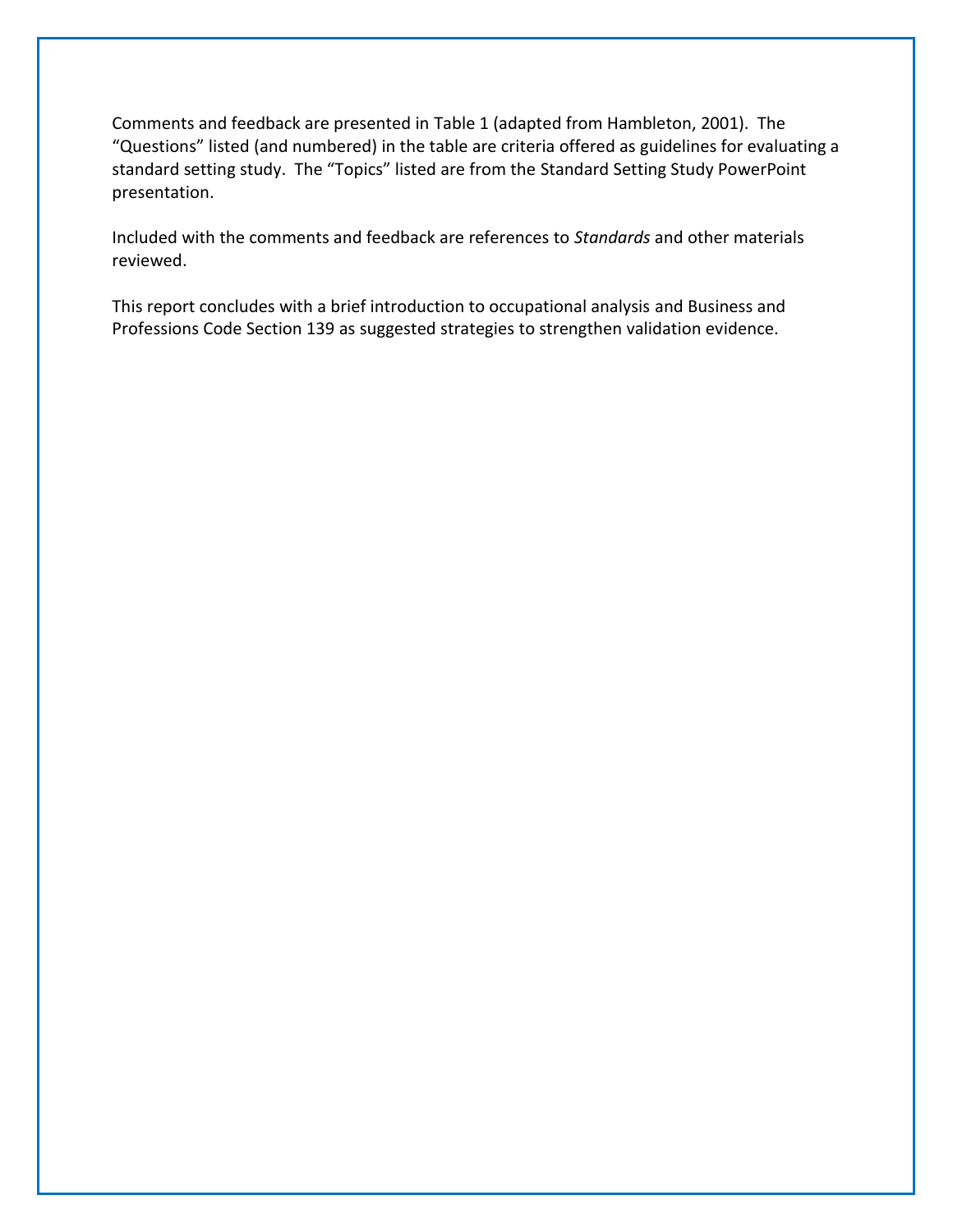Comments and feedback are presented in Table 1 (adapted from Hambleton, 2001). The "Questions" listed (and numbered) in the table are criteria offered as guidelines for evaluating a standard setting study. The "Topics" listed are from the Standard Setting Study PowerPoint presentation.

Included with the comments and feedback are references to *Standards* and other materials reviewed.

This report concludes with a brief introduction to occupational analysis and Business and Professions Code Section 139 as suggested strategies to strengthen validation evidence.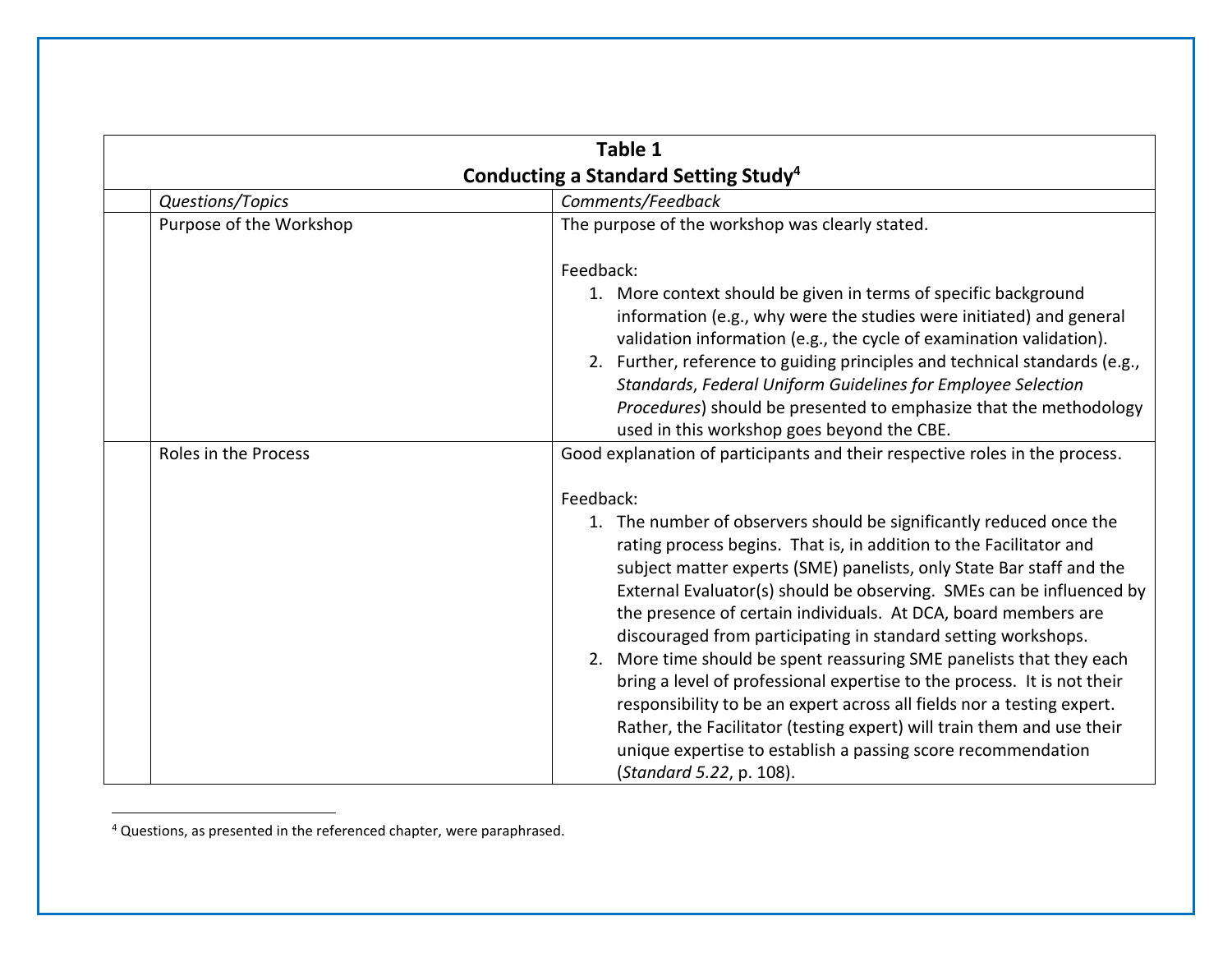| Table 1<br>Conducting a Standard Setting Study[4] | | |
|---|---|---|
| | *Questions/Topics* | *Comments/Feedback* |
| | Purpose of the Workshop | The purpose of the workshop was clearly stated.<br><br>Feedback:<br>1. More context should be given in terms of specific background information (e.g., why were the studies were initiated) and general validation information (e.g., the cycle of examination validation).<br>2. Further, reference to guiding principles and technical standards (e.g., *Standards*, *Federal Uniform Guidelines for Employee Selection Procedures*) should be presented to emphasize that the methodology used in this workshop goes beyond the CBE. |
| | Roles in the Process | Good explanation of participants and their respective roles in the process.<br><br>Feedback:<br>1. The number of observers should be significantly reduced once the rating process begins. That is, in addition to the Facilitator and subject matter experts (SME) panelists, only State Bar staff and the External Evaluator(s) should be observing. SMEs can be influenced by the presence of certain individuals. At DCA, board members are discouraged from participating in standard setting workshops.<br>2. More time should be spent reassuring SME panelists that they each bring a level of professional expertise to the process. It is not their responsibility to be an expert across all fields nor a testing expert. Rather, the Facilitator (testing expert) will train them and use their unique expertise to establish a passing score recommendation (*Standard 5.22*, p. 108). |

[4] Questions, as presented in the referenced chapter, were paraphrased.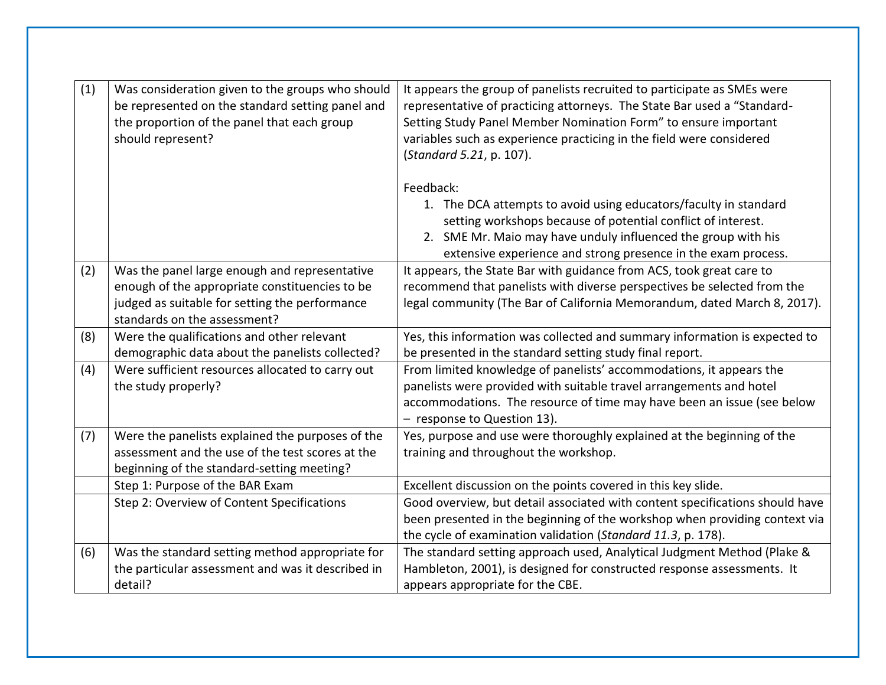| | | |
|---|---|---|
| (1) | Was consideration given to the groups who should be represented on the standard setting panel and the proportion of the panel that each group should represent? | It appears the group of panelists recruited to participate as SMEs were representative of practicing attorneys. The State Bar used a "Standard-Setting Study Panel Member Nomination Form" to ensure important variables such as experience practicing in the field were considered (*Standard 5.21*, p. 107).<br><br>Feedback:<br>1. The DCA attempts to avoid using educators/faculty in standard setting workshops because of potential conflict of interest.<br>2. SME Mr. Maio may have unduly influenced the group with his extensive experience and strong presence in the exam process. |
| (2) | Was the panel large enough and representative enough of the appropriate constituencies to be judged as suitable for setting the performance standards on the assessment? | It appears, the State Bar with guidance from ACS, took great care to recommend that panelists with diverse perspectives be selected from the legal community (The Bar of California Memorandum, dated March 8, 2017). |
| (8) | Were the qualifications and other relevant demographic data about the panelists collected? | Yes, this information was collected and summary information is expected to be presented in the standard setting study final report. |
| (4) | Were sufficient resources allocated to carry out the study properly? | From limited knowledge of panelists' accommodations, it appears the panelists were provided with suitable travel arrangements and hotel accommodations. The resource of time may have been an issue (see below – response to Question 13). |
| (7) | Were the panelists explained the purposes of the assessment and the use of the test scores at the beginning of the standard-setting meeting? | Yes, purpose and use were thoroughly explained at the beginning of the training and throughout the workshop. |
| | Step 1: Purpose of the BAR Exam | Excellent discussion on the points covered in this key slide. |
| | Step 2: Overview of Content Specifications | Good overview, but detail associated with content specifications should have been presented in the beginning of the workshop when providing context via the cycle of examination validation (*Standard 11.3*, p. 178). |
| (6) | Was the standard setting method appropriate for the particular assessment and was it described in detail? | The standard setting approach used, Analytical Judgment Method (Plake & Hambleton, 2001), is designed for constructed response assessments. It appears appropriate for the CBE. |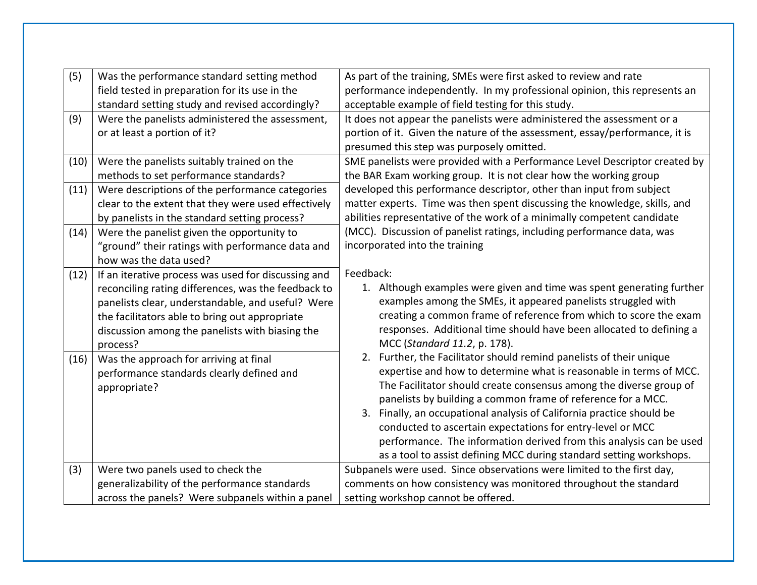| | | |
|---|---|---|
| (5) | Was the performance standard setting method field tested in preparation for its use in the standard setting study and revised accordingly? | As part of the training, SMEs were first asked to review and rate performance independently. In my professional opinion, this represents an acceptable example of field testing for this study. |
| (9) | Were the panelists administered the assessment, or at least a portion of it? | It does not appear the panelists were administered the assessment or a portion of it. Given the nature of the assessment, essay/performance, it is presumed this step was purposely omitted. |
| (10) | Were the panelists suitably trained on the methods to set performance standards? | SME panelists were provided with a Performance Level Descriptor created by the BAR Exam working group. It is not clear how the working group developed this performance descriptor, other than input from subject matter experts. Time was then spent discussing the knowledge, skills, and abilities representative of the work of a minimally competent candidate (MCC). Discussion of panelist ratings, including performance data, was incorporated into the training<br><br>Feedback:<br>1. Although examples were given and time was spent generating further examples among the SMEs, it appeared panelists struggled with creating a common frame of reference from which to score the exam responses. Additional time should have been allocated to defining a MCC (*Standard 11.2*, p. 178).<br>2. Further, the Facilitator should remind panelists of their unique expertise and how to determine what is reasonable in terms of MCC. The Facilitator should create consensus among the diverse group of panelists by building a common frame of reference for a MCC.<br>3. Finally, an occupational analysis of California practice should be conducted to ascertain expectations for entry-level or MCC performance. The information derived from this analysis can be used as a tool to assist defining MCC during standard setting workshops. |
| (11) | Were descriptions of the performance categories clear to the extent that they were used effectively by panelists in the standard setting process? | |
| (14) | Were the panelist given the opportunity to "ground" their ratings with performance data and how was the data used? | |
| (12) | If an iterative process was used for discussing and reconciling rating differences, was the feedback to panelists clear, understandable, and useful? Were the facilitators able to bring out appropriate discussion among the panelists with biasing the process? | |
| (16) | Was the approach for arriving at final performance standards clearly defined and appropriate? | |
| (3) | Were two panels used to check the generalizability of the performance standards across the panels? Were subpanels within a panel | Subpanels were used. Since observations were limited to the first day, comments on how consistency was monitored throughout the standard setting workshop cannot be offered. |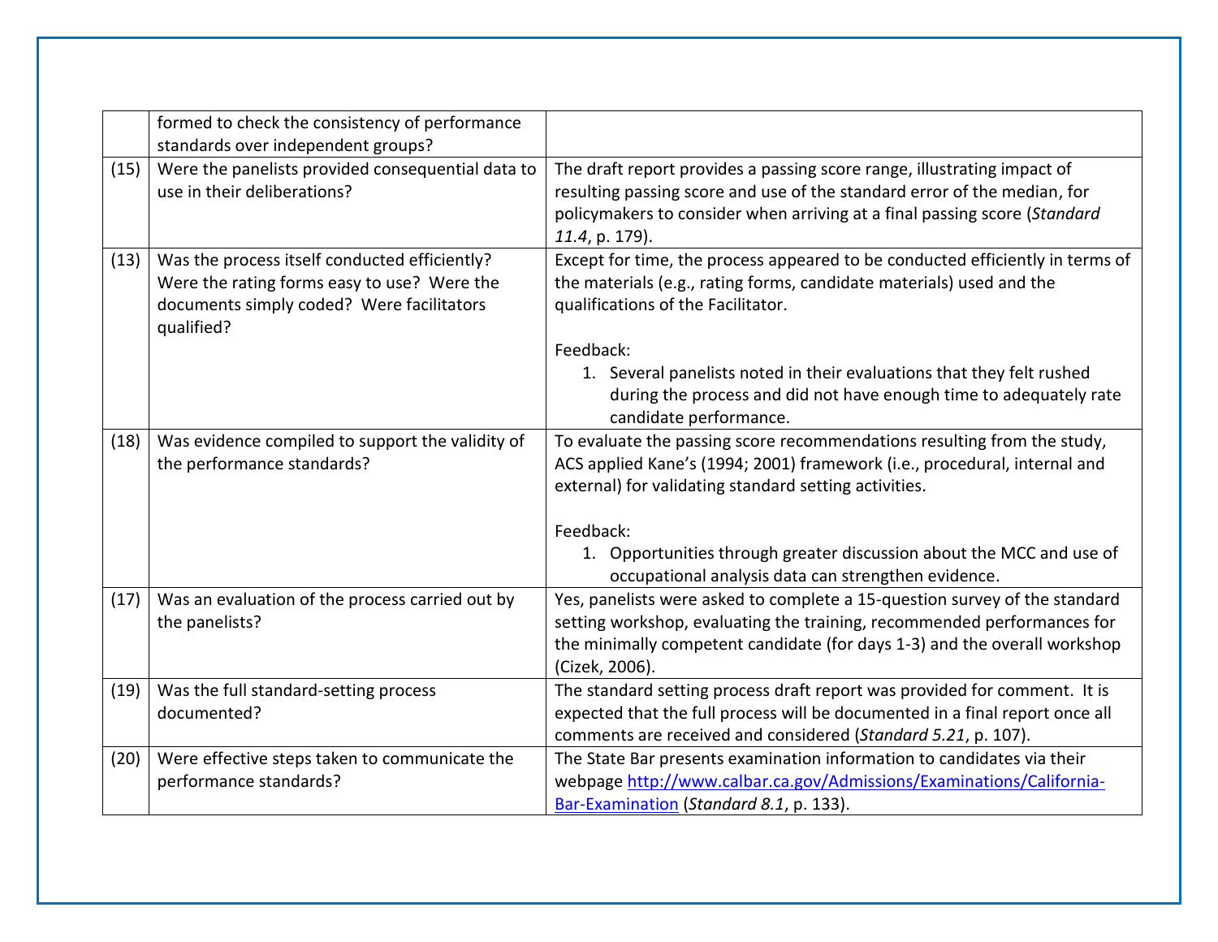| | | |
|---|---|---|
| | formed to check the consistency of performance standards over independent groups? | |
| (15) | Were the panelists provided consequential data to use in their deliberations? | The draft report provides a passing score range, illustrating impact of resulting passing score and use of the standard error of the median, for policymakers to consider when arriving at a final passing score (*Standard 11.4*, p. 179). |
| (13) | Was the process itself conducted efficiently? Were the rating forms easy to use? Were the documents simply coded? Were facilitators qualified? | Except for time, the process appeared to be conducted efficiently in terms of the materials (e.g., rating forms, candidate materials) used and the qualifications of the Facilitator.<br><br>Feedback:<br>1. Several panelists noted in their evaluations that they felt rushed during the process and did not have enough time to adequately rate candidate performance. |
| (18) | Was evidence compiled to support the validity of the performance standards? | To evaluate the passing score recommendations resulting from the study, ACS applied Kane's (1994; 2001) framework (i.e., procedural, internal and external) for validating standard setting activities.<br><br>Feedback:<br>1. Opportunities through greater discussion about the MCC and use of occupational analysis data can strengthen evidence. |
| (17) | Was an evaluation of the process carried out by the panelists? | Yes, panelists were asked to complete a 15-question survey of the standard setting workshop, evaluating the training, recommended performances for the minimally competent candidate (for days 1-3) and the overall workshop (Cizek, 2006). |
| (19) | Was the full standard-setting process documented? | The standard setting process draft report was provided for comment. It is expected that the full process will be documented in a final report once all comments are received and considered (*Standard 5.21*, p. 107). |
| (20) | Were effective steps taken to communicate the performance standards? | The State Bar presents examination information to candidates via their webpage [http://www.calbar.ca.gov/Admissions/Examinations/California-Bar-Examination](http://www.calbar.ca.gov/Admissions/Examinations/California-Bar-Examination) (*Standard 8.1*, p. 133). |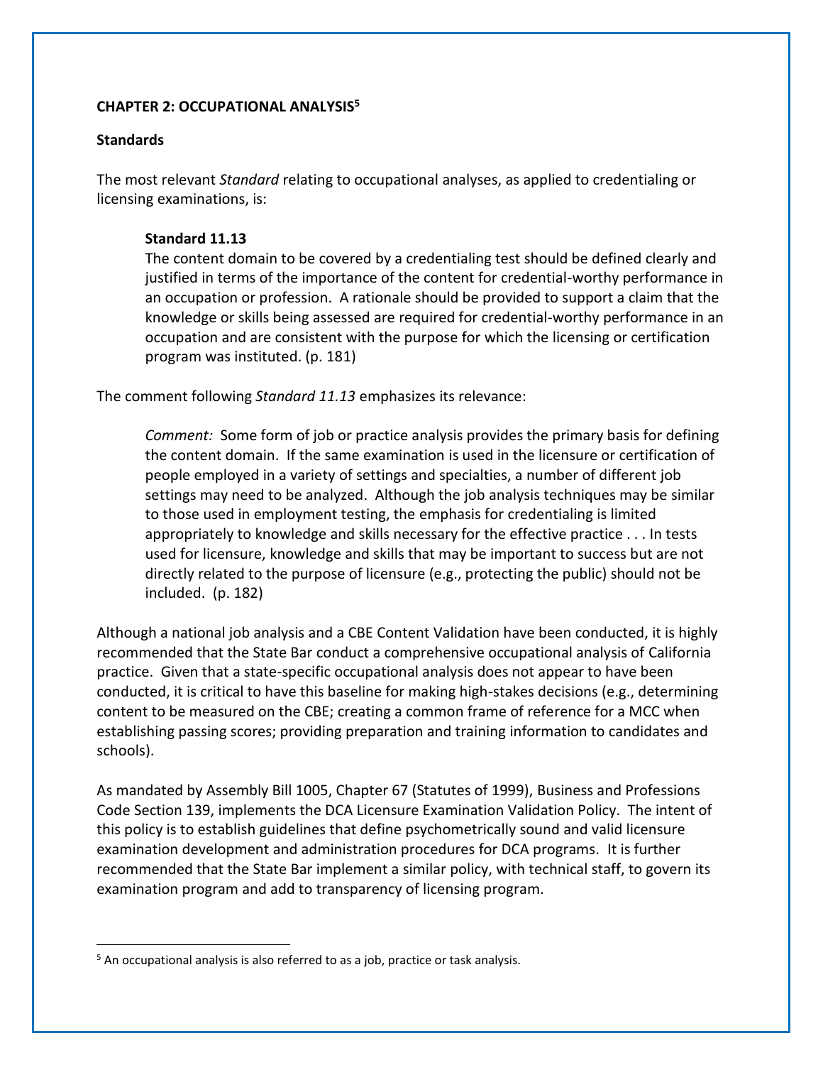## CHAPTER 2: OCCUPATIONAL ANALYSIS[5]

### Standards

The most relevant *Standard* relating to occupational analyses, as applied to credentialing or licensing examinations, is:

> **Standard 11.13**
> The content domain to be covered by a credentialing test should be defined clearly and justified in terms of the importance of the content for credential-worthy performance in an occupation or profession. A rationale should be provided to support a claim that the knowledge or skills being assessed are required for credential-worthy performance in an occupation and are consistent with the purpose for which the licensing or certification program was instituted. (p. 181)

The comment following *Standard 11.13* emphasizes its relevance:

> *Comment:* Some form of job or practice analysis provides the primary basis for defining the content domain. If the same examination is used in the licensure or certification of people employed in a variety of settings and specialties, a number of different job settings may need to be analyzed. Although the job analysis techniques may be similar to those used in employment testing, the emphasis for credentialing is limited appropriately to knowledge and skills necessary for the effective practice . . . In tests used for licensure, knowledge and skills that may be important to success but are not directly related to the purpose of licensure (e.g., protecting the public) should not be included. (p. 182)

Although a national job analysis and a CBE Content Validation have been conducted, it is highly recommended that the State Bar conduct a comprehensive occupational analysis of California practice. Given that a state-specific occupational analysis does not appear to have been conducted, it is critical to have this baseline for making high-stakes decisions (e.g., determining content to be measured on the CBE; creating a common frame of reference for a MCC when establishing passing scores; providing preparation and training information to candidates and schools).

As mandated by Assembly Bill 1005, Chapter 67 (Statutes of 1999), Business and Professions Code Section 139, implements the DCA Licensure Examination Validation Policy. The intent of this policy is to establish guidelines that define psychometrically sound and valid licensure examination development and administration procedures for DCA programs. It is further recommended that the State Bar implement a similar policy, with technical staff, to govern its examination program and add to transparency of licensing program.

---

[5] An occupational analysis is also referred to as a job, practice or task analysis.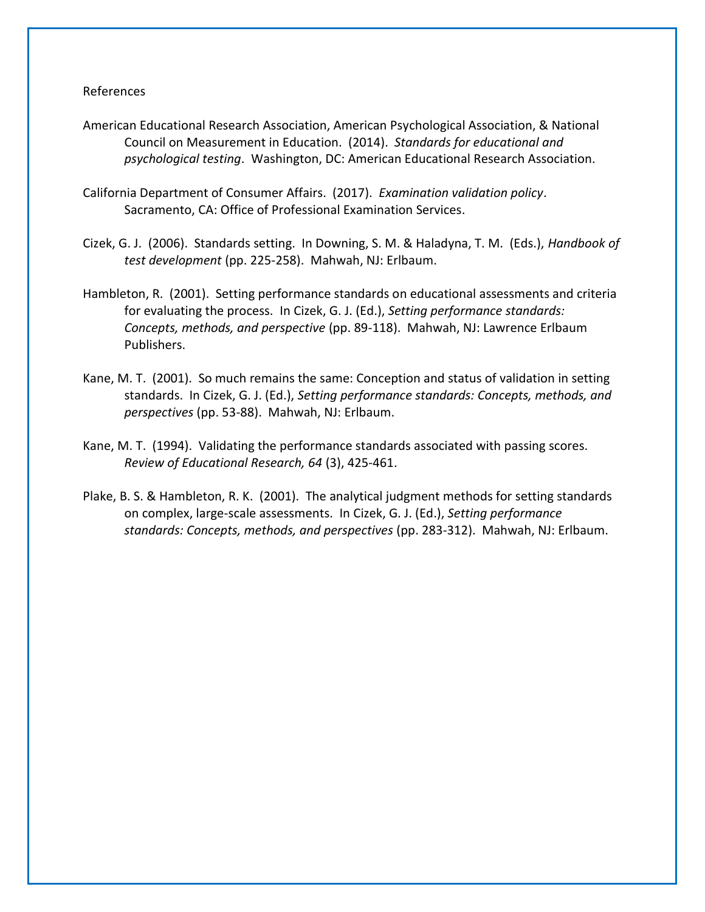References

American Educational Research Association, American Psychological Association, & National Council on Measurement in Education. (2014). *Standards for educational and psychological testing*. Washington, DC: American Educational Research Association.

California Department of Consumer Affairs. (2017). *Examination validation policy*. Sacramento, CA: Office of Professional Examination Services.

Cizek, G. J. (2006). Standards setting. In Downing, S. M. & Haladyna, T. M. (Eds.), *Handbook of test development* (pp. 225-258). Mahwah, NJ: Erlbaum.

Hambleton, R. (2001). Setting performance standards on educational assessments and criteria for evaluating the process. In Cizek, G. J. (Ed.), *Setting performance standards: Concepts, methods, and perspective* (pp. 89-118). Mahwah, NJ: Lawrence Erlbaum Publishers.

Kane, M. T. (2001). So much remains the same: Conception and status of validation in setting standards. In Cizek, G. J. (Ed.), *Setting performance standards: Concepts, methods, and perspectives* (pp. 53-88). Mahwah, NJ: Erlbaum.

Kane, M. T. (1994). Validating the performance standards associated with passing scores. *Review of Educational Research, 64* (3), 425-461.

Plake, B. S. & Hambleton, R. K. (2001). The analytical judgment methods for setting standards on complex, large-scale assessments. In Cizek, G. J. (Ed.), *Setting performance standards: Concepts, methods, and perspectives* (pp. 283-312). Mahwah, NJ: Erlbaum.